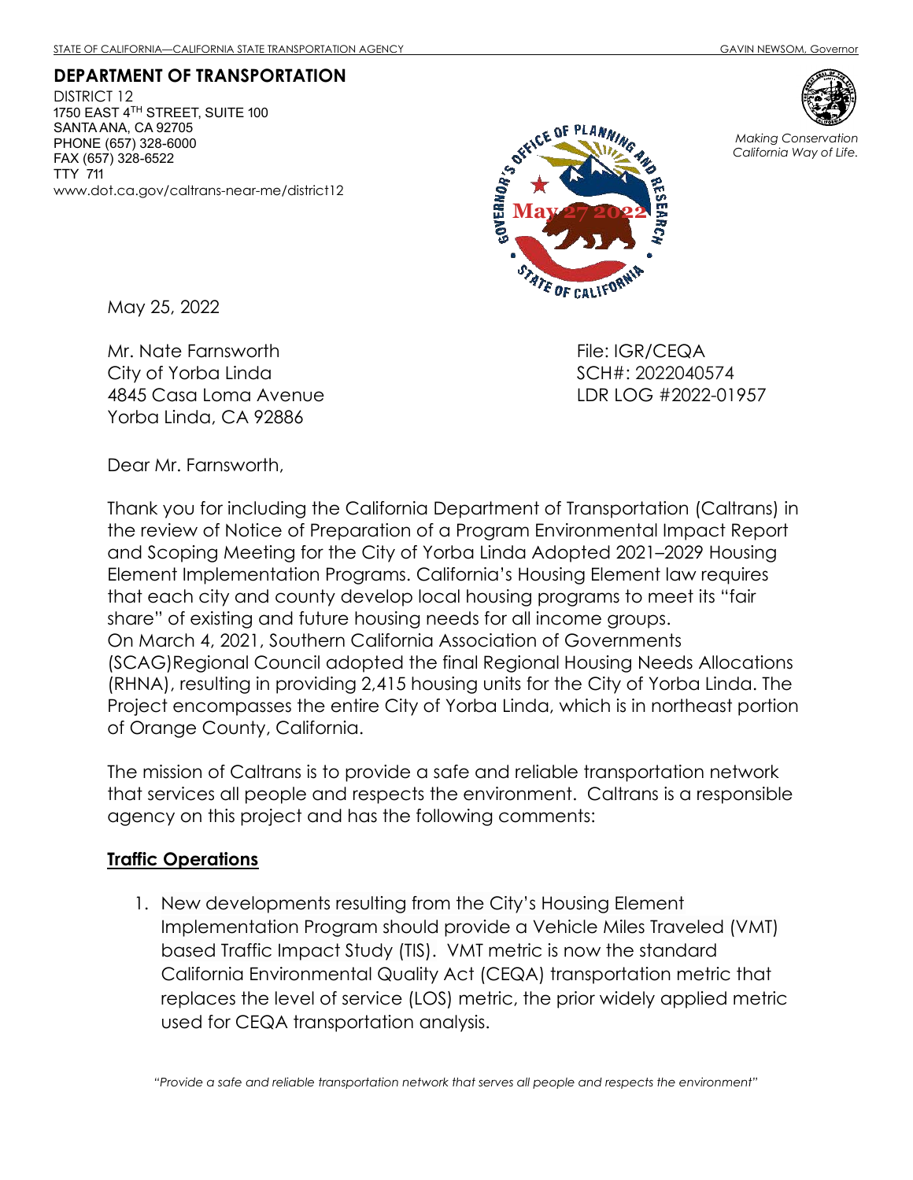STATE OF CALIFORNIA—CALIFORNIA STATE TRANSPORTATION AGENCY GAVIN NEWSOM, Governor

**DEPARTMENT OF TRANSPORTATION**
DISTRICT 12
1750 EAST 4TH STREET, SUITE 100
SANTA ANA, CA 92705
PHONE (657) 328-6000
FAX (657) 328-6522
TTY 711
www.dot.ca.gov/caltrans-near-me/district12

*Making Conservation California Way of Life.*

GOVERNOR'S OFFICE OF PLANNING AND RESEARCH
May 27 2022
STATE OF CALIFORNIA

May 25, 2022

Mr. Nate Farnsworth
City of Yorba Linda
4845 Casa Loma Avenue
Yorba Linda, CA 92886

File: IGR/CEQA
SCH#: 2022040574
LDR LOG #2022-01957

Dear Mr. Farnsworth,

Thank you for including the California Department of Transportation (Caltrans) in the review of Notice of Preparation of a Program Environmental Impact Report and Scoping Meeting for the City of Yorba Linda Adopted 2021–2029 Housing Element Implementation Programs. California's Housing Element law requires that each city and county develop local housing programs to meet its "fair share" of existing and future housing needs for all income groups. On March 4, 2021, Southern California Association of Governments (SCAG)Regional Council adopted the final Regional Housing Needs Allocations (RHNA), resulting in providing 2,415 housing units for the City of Yorba Linda. The Project encompasses the entire City of Yorba Linda, which is in northeast portion of Orange County, California.

The mission of Caltrans is to provide a safe and reliable transportation network that services all people and respects the environment. Caltrans is a responsible agency on this project and has the following comments:

**Traffic Operations**

1. New developments resulting from the City's Housing Element Implementation Program should provide a Vehicle Miles Traveled (VMT) based Traffic Impact Study (TIS). VMT metric is now the standard California Environmental Quality Act (CEQA) transportation metric that replaces the level of service (LOS) metric, the prior widely applied metric used for CEQA transportation analysis.

*"Provide a safe and reliable transportation network that serves all people and respects the environment"*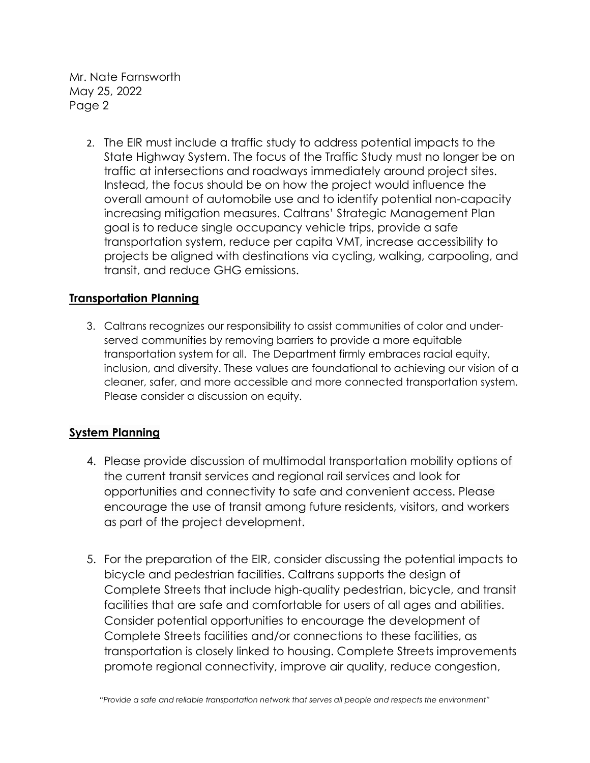2. The EIR must include a traffic study to address potential impacts to the State Highway System. The focus of the Traffic Study must no longer be on traffic at intersections and roadways immediately around project sites. Instead, the focus should be on how the project would influence the overall amount of automobile use and to identify potential non-capacity increasing mitigation measures. Caltrans' Strategic Management Plan goal is to reduce single occupancy vehicle trips, provide a safe transportation system, reduce per capita VMT, increase accessibility to projects be aligned with destinations via cycling, walking, carpooling, and transit, and reduce GHG emissions.

**<u>Transportation Planning</u>**

3. Caltrans recognizes our responsibility to assist communities of color and under-served communities by removing barriers to provide a more equitable transportation system for all. The Department firmly embraces racial equity, inclusion, and diversity. These values are foundational to achieving our vision of a cleaner, safer, and more accessible and more connected transportation system. Please consider a discussion on equity.

**<u>System Planning</u>**

4. Please provide discussion of multimodal transportation mobility options of the current transit services and regional rail services and look for opportunities and connectivity to safe and convenient access. Please encourage the use of transit among future residents, visitors, and workers as part of the project development.

5. For the preparation of the EIR, consider discussing the potential impacts to bicycle and pedestrian facilities. Caltrans supports the design of Complete Streets that include high-quality pedestrian, bicycle, and transit facilities that are safe and comfortable for users of all ages and abilities. Consider potential opportunities to encourage the development of Complete Streets facilities and/or connections to these facilities, as transportation is closely linked to housing. Complete Streets improvements promote regional connectivity, improve air quality, reduce congestion,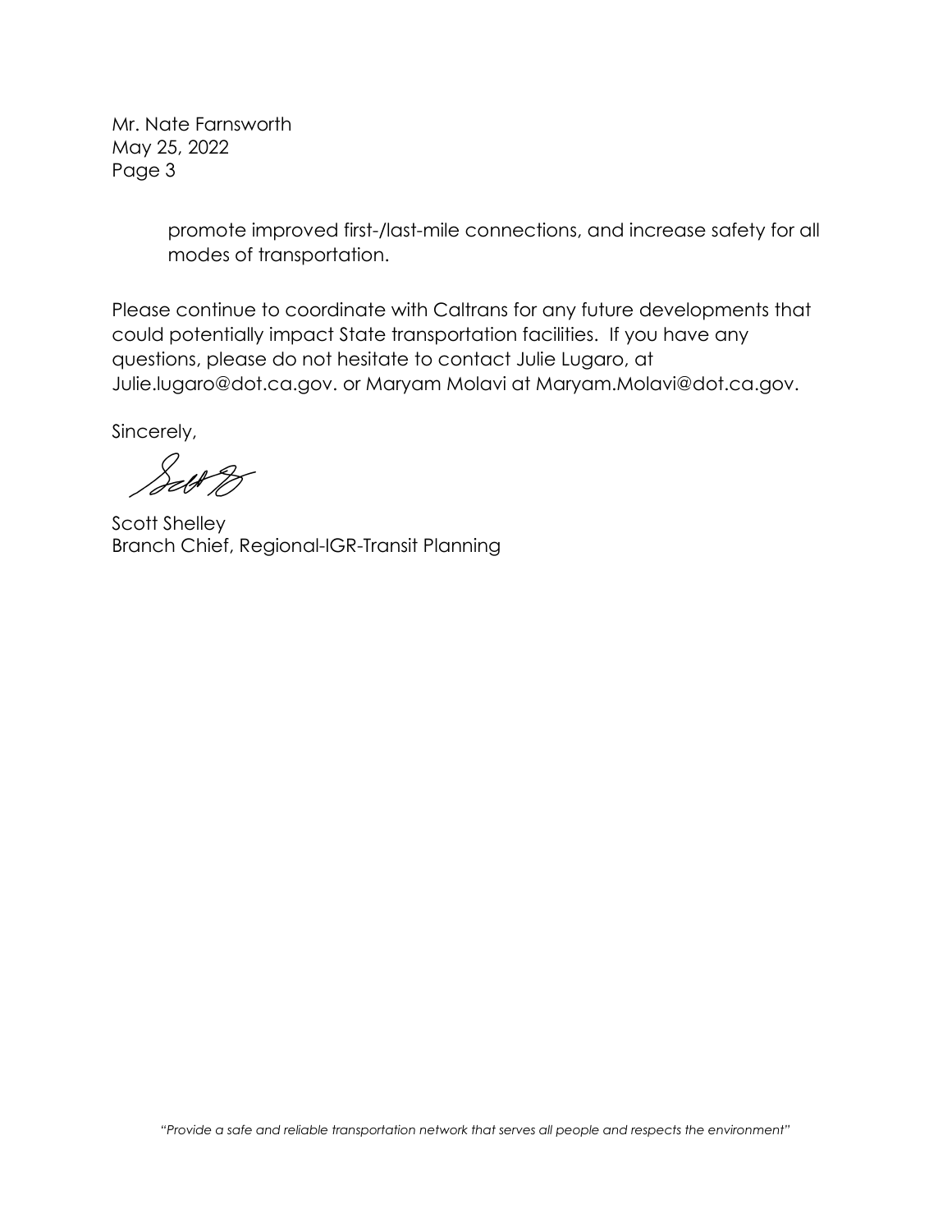promote improved first-/last-mile connections, and increase safety for all modes of transportation.

Please continue to coordinate with Caltrans for any future developments that could potentially impact State transportation facilities. If you have any questions, please do not hesitate to contact Julie Lugaro, at Julie.lugaro@dot.ca.gov. or Maryam Molavi at Maryam.Molavi@dot.ca.gov.

Sincerely,

Scott Shelley
Branch Chief, Regional-IGR-Transit Planning

*"Provide a safe and reliable transportation network that serves all people and respects the environment"*